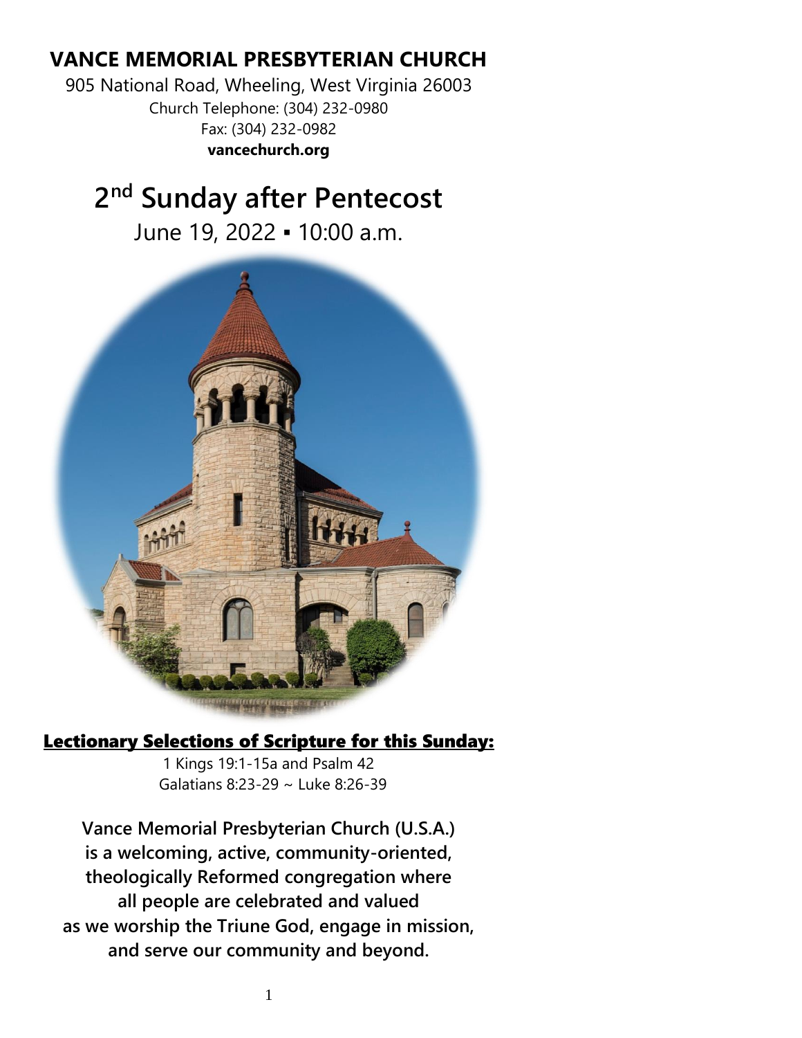# VANCE MEMORIAL PRESBYTERIAN CHURCH

905 National Road, Wheeling, West Virginia 26003
Church Telephone: (304) 232-0980
Fax: (304) 232-0982
**vancechurch.org**

# 2nd Sunday after Pentecost

June 19, 2022 ▪ 10:00 a.m.

**Lectionary Selections of Scripture for this Sunday:**

1 Kings 19:1-15a and Psalm 42
Galatians 8:23-29 ~ Luke 8:26-39

**Vance Memorial Presbyterian Church (U.S.A.) is a welcoming, active, community-oriented, theologically Reformed congregation where all people are celebrated and valued as we worship the Triune God, engage in mission, and serve our community and beyond.**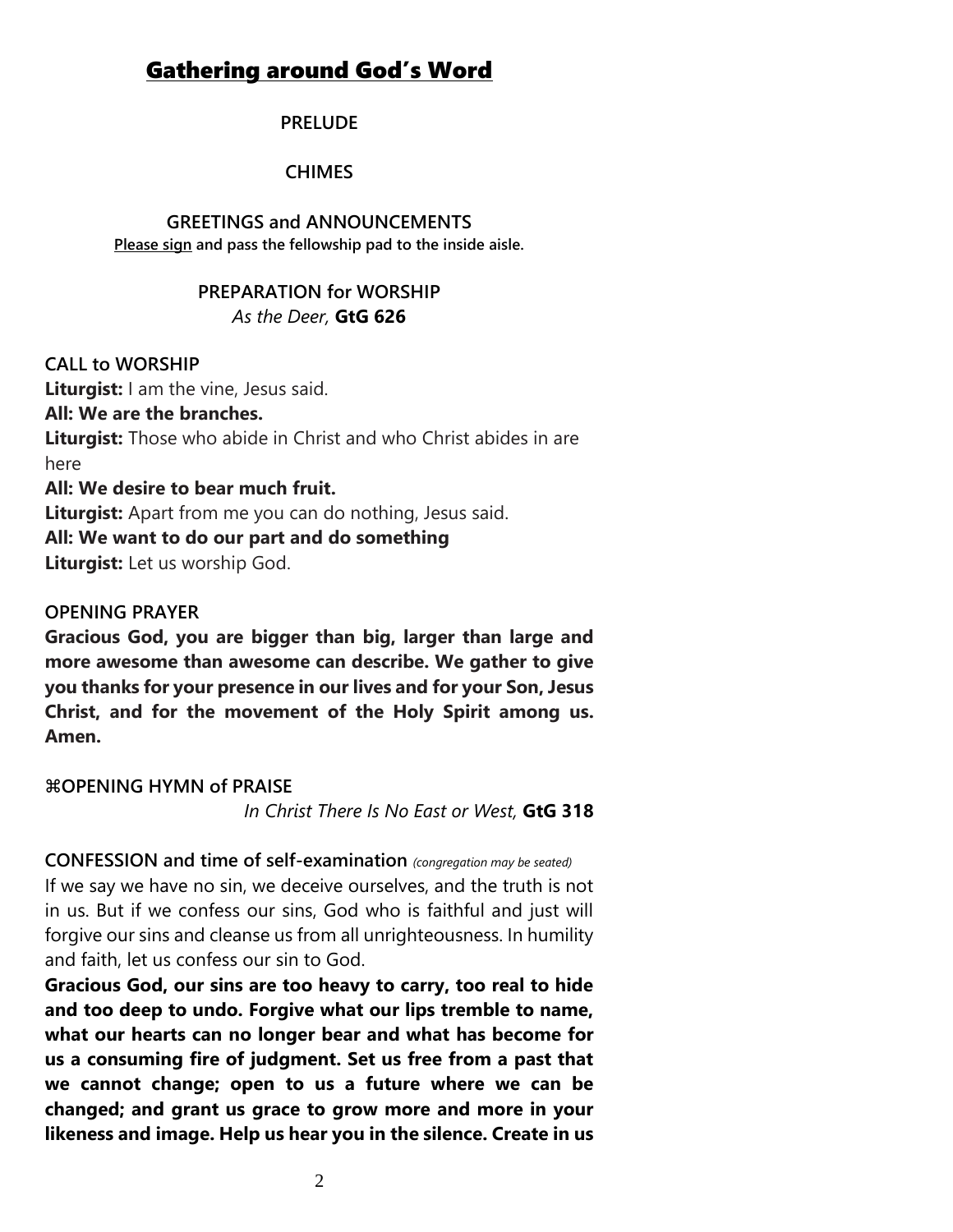# Gathering around God's Word

**PRELUDE**

**CHIMES**

**GREETINGS and ANNOUNCEMENTS**

**Please sign and pass the fellowship pad to the inside aisle.**

**PREPARATION for WORSHIP**

*As the Deer,* **GtG 626**

**CALL to WORSHIP**

**Liturgist:** I am the vine, Jesus said.

**All: We are the branches.**

**Liturgist:** Those who abide in Christ and who Christ abides in are here

**All: We desire to bear much fruit.**

**Liturgist:** Apart from me you can do nothing, Jesus said.

**All: We want to do our part and do something**

**Liturgist:** Let us worship God.

**OPENING PRAYER**

**Gracious God, you are bigger than big, larger than large and more awesome than awesome can describe. We gather to give you thanks for your presence in our lives and for your Son, Jesus Christ, and for the movement of the Holy Spirit among us. Amen.**

**⌘OPENING HYMN of PRAISE**

*In Christ There Is No East or West,* **GtG 318**

**CONFESSION and time of self-examination** *(congregation may be seated)*

If we say we have no sin, we deceive ourselves, and the truth is not in us. But if we confess our sins, God who is faithful and just will forgive our sins and cleanse us from all unrighteousness. In humility and faith, let us confess our sin to God.

**Gracious God, our sins are too heavy to carry, too real to hide and too deep to undo. Forgive what our lips tremble to name, what our hearts can no longer bear and what has become for us a consuming fire of judgment. Set us free from a past that we cannot change; open to us a future where we can be changed; and grant us grace to grow more and more in your likeness and image. Help us hear you in the silence. Create in us**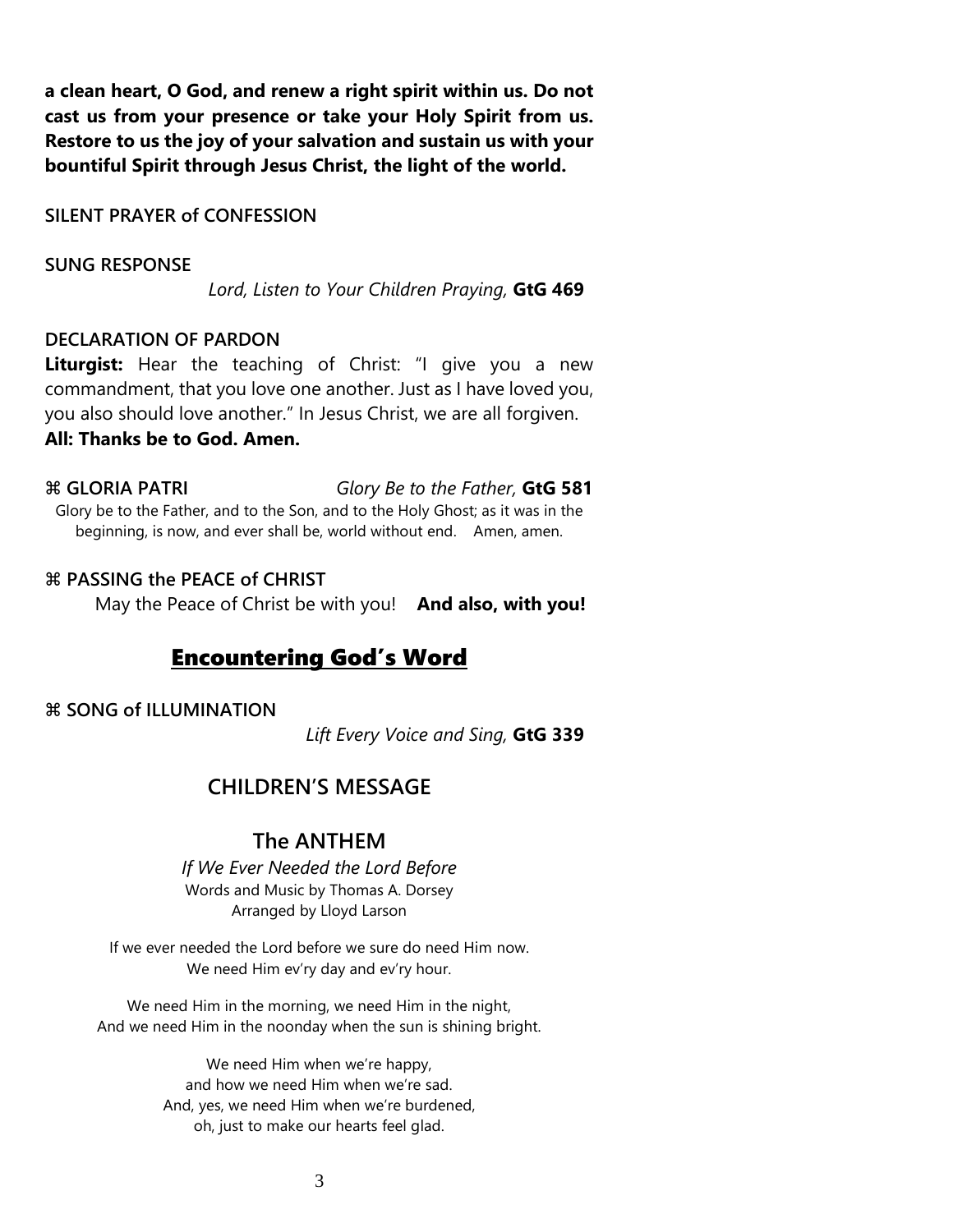**a clean heart, O God, and renew a right spirit within us. Do not cast us from your presence or take your Holy Spirit from us. Restore to us the joy of your salvation and sustain us with your bountiful Spirit through Jesus Christ, the light of the world.**

**SILENT PRAYER of CONFESSION**

**SUNG RESPONSE**

*Lord, Listen to Your Children Praying,* **GtG 469**

**DECLARATION OF PARDON**

**Liturgist:** Hear the teaching of Christ: "I give you a new commandment, that you love one another. Just as I have loved you, you also should love another." In Jesus Christ, we are all forgiven.

**All: Thanks be to God. Amen.**

**⌘ GLORIA PATRI** *Glory Be to the Father,* **GtG 581**

Glory be to the Father, and to the Son, and to the Holy Ghost; as it was in the beginning, is now, and ever shall be, world without end. Amen, amen.

**⌘ PASSING the PEACE of CHRIST**

May the Peace of Christ be with you! **And also, with you!**

## Encountering God's Word

**⌘ SONG of ILLUMINATION**

*Lift Every Voice and Sing,* **GtG 339**

### CHILDREN'S MESSAGE

### The ANTHEM

*If We Ever Needed the Lord Before*
Words and Music by Thomas A. Dorsey
Arranged by Lloyd Larson

If we ever needed the Lord before we sure do need Him now.
We need Him ev'ry day and ev'ry hour.

We need Him in the morning, we need Him in the night,
And we need Him in the noonday when the sun is shining bright.

We need Him when we're happy,
and how we need Him when we're sad.
And, yes, we need Him when we're burdened,
oh, just to make our hearts feel glad.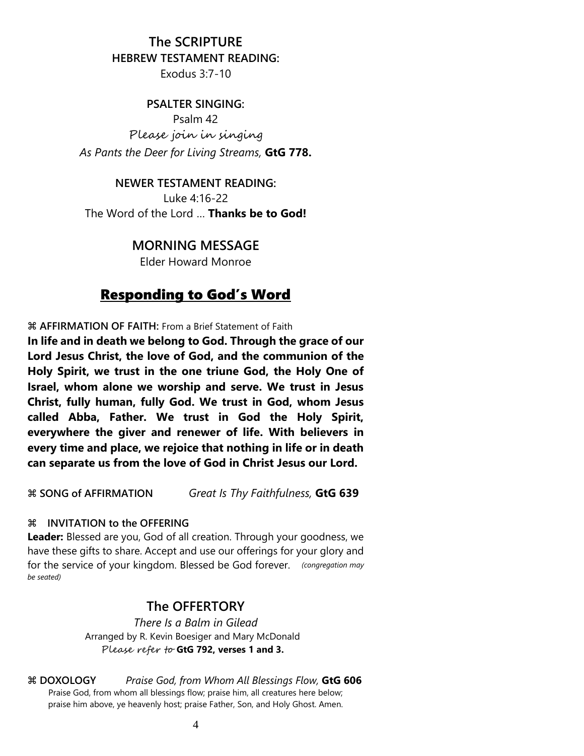## The SCRIPTURE

**HEBREW TESTAMENT READING:**

Exodus 3:7-10

**PSALTER SINGING:**

Psalm 42

Please join in singing

*As Pants the Deer for Living Streams,* **GtG 778.**

**NEWER TESTAMENT READING:**

Luke 4:16-22

The Word of the Lord … **Thanks be to God!**

## MORNING MESSAGE

Elder Howard Monroe

## Responding to God's Word

⌘ **AFFIRMATION OF FAITH:** From a Brief Statement of Faith

**In life and in death we belong to God. Through the grace of our Lord Jesus Christ, the love of God, and the communion of the Holy Spirit, we trust in the one triune God, the Holy One of Israel, whom alone we worship and serve. We trust in Jesus Christ, fully human, fully God. We trust in God, whom Jesus called Abba, Father. We trust in God the Holy Spirit, everywhere the giver and renewer of life. With believers in every time and place, we rejoice that nothing in life or in death can separate us from the love of God in Christ Jesus our Lord.**

⌘ **SONG of AFFIRMATION** *Great Is Thy Faithfulness,* **GtG 639**

⌘ **INVITATION to the OFFERING**

**Leader:** Blessed are you, God of all creation. Through your goodness, we have these gifts to share. Accept and use our offerings for your glory and for the service of your kingdom. Blessed be God forever. *(congregation may be seated)*

## The OFFERTORY

*There Is a Balm in Gilead*

Arranged by R. Kevin Boesiger and Mary McDonald

Please refer to **GtG 792, verses 1 and 3.**

⌘ **DOXOLOGY** *Praise God, from Whom All Blessings Flow,* **GtG 606**

Praise God, from whom all blessings flow; praise him, all creatures here below; praise him above, ye heavenly host; praise Father, Son, and Holy Ghost. Amen.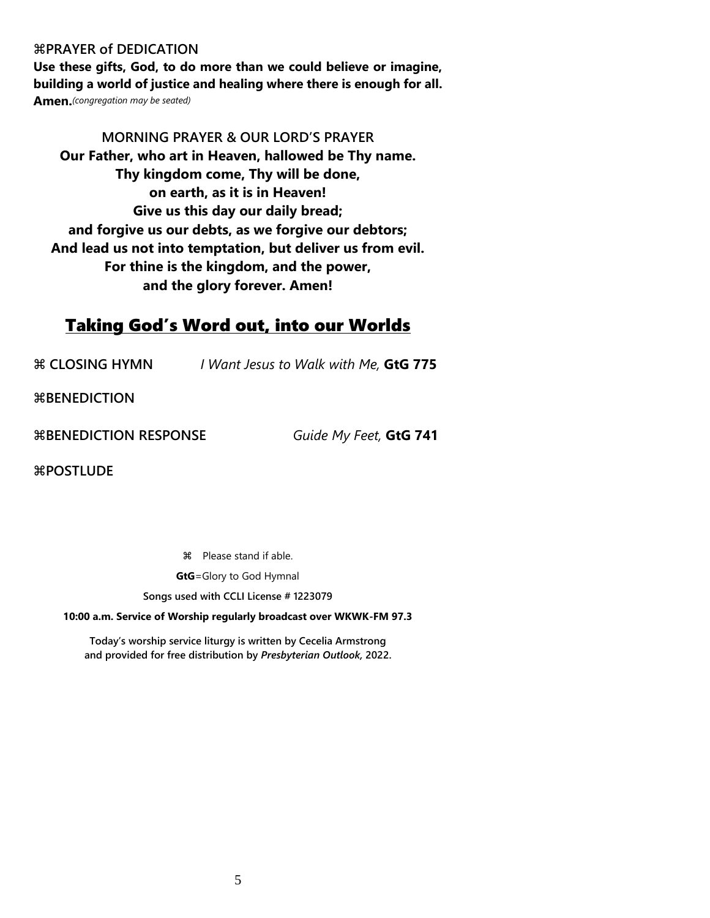⌘**PRAYER of DEDICATION**

**Use these gifts, God, to do more than we could believe or imagine, building a world of justice and healing where there is enough for all. Amen.***(congregation may be seated)*

**MORNING PRAYER & OUR LORD'S PRAYER**

**Our Father, who art in Heaven, hallowed be Thy name.**
**Thy kingdom come, Thy will be done,**
**on earth, as it is in Heaven!**
**Give us this day our daily bread;**
**and forgive us our debts, as we forgive our debtors;**
**And lead us not into temptation, but deliver us from evil.**
**For thine is the kingdom, and the power,**
**and the glory forever. Amen!**

## Taking God's Word out, into our Worlds

⌘ **CLOSING HYMN** *I Want Jesus to Walk with Me,* **GtG 775**

⌘**BENEDICTION**

⌘**BENEDICTION RESPONSE** *Guide My Feet,* **GtG 741**

⌘**POSTLUDE**

⌘ Please stand if able.

**GtG**=Glory to God Hymnal

**Songs used with CCLI License # 1223079**

**10:00 a.m. Service of Worship regularly broadcast over WKWK-FM 97.3**

**Today's worship service liturgy is written by Cecelia Armstrong and provided for free distribution by *Presbyterian Outlook,* 2022.**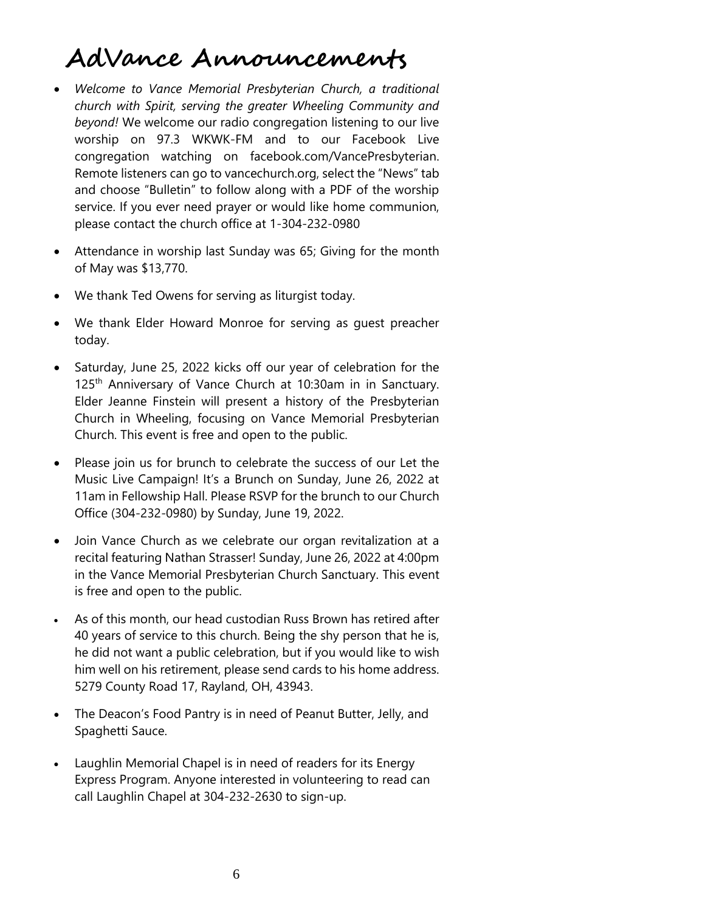# AdVance Announcements

- *Welcome to Vance Memorial Presbyterian Church, a traditional church with Spirit, serving the greater Wheeling Community and beyond!* We welcome our radio congregation listening to our live worship on 97.3 WKWK-FM and to our Facebook Live congregation watching on facebook.com/VancePresbyterian. Remote listeners can go to vancechurch.org, select the "News" tab and choose "Bulletin" to follow along with a PDF of the worship service. If you ever need prayer or would like home communion, please contact the church office at 1-304-232-0980
- Attendance in worship last Sunday was 65; Giving for the month of May was $13,770.
- We thank Ted Owens for serving as liturgist today.
- We thank Elder Howard Monroe for serving as guest preacher today.
- Saturday, June 25, 2022 kicks off our year of celebration for the 125th Anniversary of Vance Church at 10:30am in in Sanctuary. Elder Jeanne Finstein will present a history of the Presbyterian Church in Wheeling, focusing on Vance Memorial Presbyterian Church. This event is free and open to the public.
- Please join us for brunch to celebrate the success of our Let the Music Live Campaign! It's a Brunch on Sunday, June 26, 2022 at 11am in Fellowship Hall. Please RSVP for the brunch to our Church Office (304-232-0980) by Sunday, June 19, 2022.
- Join Vance Church as we celebrate our organ revitalization at a recital featuring Nathan Strasser! Sunday, June 26, 2022 at 4:00pm in the Vance Memorial Presbyterian Church Sanctuary. This event is free and open to the public.
- As of this month, our head custodian Russ Brown has retired after 40 years of service to this church. Being the shy person that he is, he did not want a public celebration, but if you would like to wish him well on his retirement, please send cards to his home address. 5279 County Road 17, Rayland, OH, 43943.
- The Deacon's Food Pantry is in need of Peanut Butter, Jelly, and Spaghetti Sauce.
- Laughlin Memorial Chapel is in need of readers for its Energy Express Program. Anyone interested in volunteering to read can call Laughlin Chapel at 304-232-2630 to sign-up.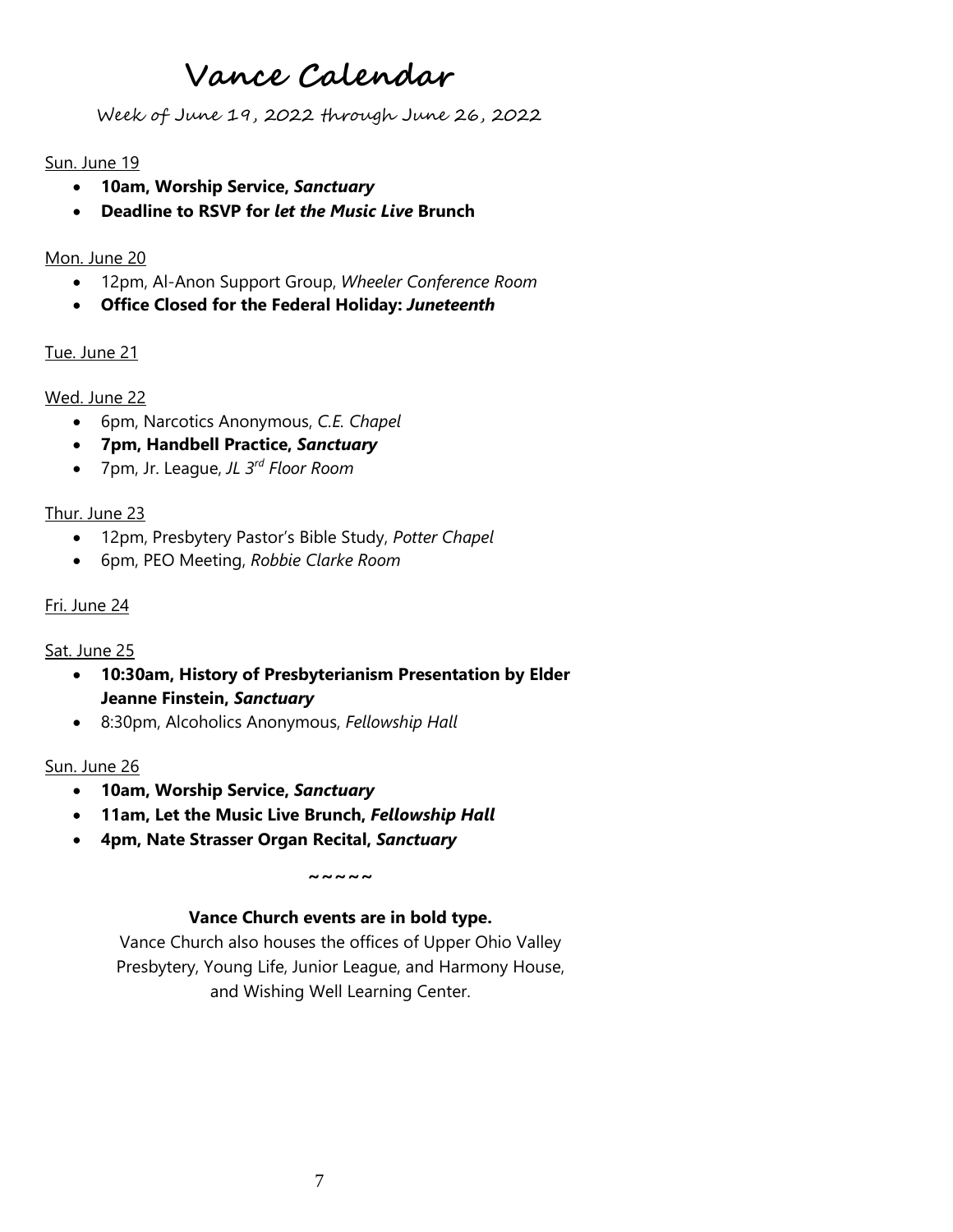# Vance Calendar

Week of June 19, 2022 through June 26, 2022

Sun. June 19

- **10am, Worship Service, *Sanctuary***
- **Deadline to RSVP for *let the Music Live* Brunch**

Mon. June 20

- 12pm, Al-Anon Support Group, *Wheeler Conference Room*
- **Office Closed for the Federal Holiday: *Juneteenth***

Tue. June 21

Wed. June 22

- 6pm, Narcotics Anonymous, *C.E. Chapel*
- **7pm, Handbell Practice, *Sanctuary***
- 7pm, Jr. League, *JL 3rd Floor Room*

Thur. June 23

- 12pm, Presbytery Pastor's Bible Study, *Potter Chapel*
- 6pm, PEO Meeting, *Robbie Clarke Room*

Fri. June 24

Sat. June 25

- **10:30am, History of Presbyterianism Presentation by Elder Jeanne Finstein, *Sanctuary***
- 8:30pm, Alcoholics Anonymous, *Fellowship Hall*

Sun. June 26

- **10am, Worship Service, *Sanctuary***
- **11am, Let the Music Live Brunch, *Fellowship Hall***
- **4pm, Nate Strasser Organ Recital, *Sanctuary***

~~~~~

**Vance Church events are in bold type.**

Vance Church also houses the offices of Upper Ohio Valley Presbytery, Young Life, Junior League, and Harmony House, and Wishing Well Learning Center.